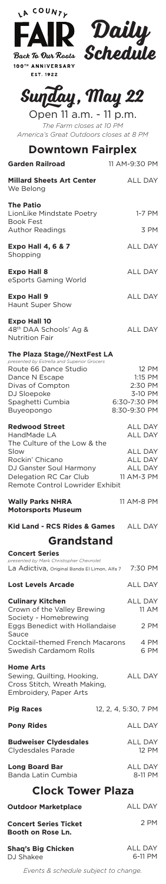LA COUNTY FAIR Daily Schedule

Back To Our Roots

100TH ANNIVERSARY

EST. 1922

# Sunday, May 22

Open 11 a.m. - 11 p.m.

*The Farm closes at 10 PM*

*America's Great Outdoors closes at 8 PM*

## Downtown Fairplex

**Garden Railroad** — 11 AM-9:30 PM

**Millard Sheets Art Center** — ALL DAY
We Belong

**The Patio**
LionLike Mindstate Poetry Book Fest — 1-7 PM
Author Readings — 3 PM

**Expo Hall 4, 6 & 7** — ALL DAY
Shopping

**Expo Hall 8** — ALL DAY
eSports Gaming World

**Expo Hall 9** — ALL DAY
Haunt Super Show

**Expo Hall 10** — ALL DAY
48th DAA Schools' Ag & Nutrition Fair

**The Plaza Stage//NextFest LA**
*presented by Estrella and Superior Grocers*
Route 66 Dance Studio — 12 PM
Dance N Escape — 1:15 PM
Divas of Compton — 2:30 PM
DJ Sloepoke — 3-10 PM
Spaghetti Cumbia — 6:30-7:30 PM
Buyeopongo — 8:30-9:30 PM

**Redwood Street** — ALL DAY
HandMade LA — ALL DAY
The Culture of the Low & the Slow — ALL DAY
Rockin' Chicano — ALL DAY
DJ Ganster Soul Harmony — ALL DAY
Delegation RC Car Club — 11 AM-3 PM
Remote Control Lowrider Exhibit

**Wally Parks NHRA Motorsports Museum** — 11 AM-8 PM

**Kid Land - RCS Rides & Games** — ALL DAY

## Grandstand

**Concert Series**
*presented by Mark Christopher Chevrolet*
La Adictiva, Original Banda El Limon, Alfa 7 — 7:30 PM

**Lost Levels Arcade** — ALL DAY

**Culinary Kitchen** — ALL DAY
Crown of the Valley Brewing Society - Homebrewing — 11 AM
Eggs Benedict with Hollandaise Sauce — 2 PM
Cocktail-themed French Macarons — 4 PM
Swedish Cardamom Rolls — 6 PM

**Home Arts** — ALL DAY
Sewing, Quilting, Hooking, Cross Stitch, Wreath Making, Embroidery, Paper Arts

**Pig Races** — 12, 2, 4, 5:30, 7 PM

**Pony Rides** — ALL DAY

**Budweiser Clydesdales** — ALL DAY
Clydesdales Parade — 12 PM

**Long Board Bar** — ALL DAY
Banda Latin Cumbia — 8-11 PM

## Clock Tower Plaza

**Outdoor Marketplace** — ALL DAY

**Concert Series Ticket Booth on Rose Ln.** — 2 PM

**Shaq's Big Chicken** — ALL DAY
DJ Shakee — 6-11 PM

*Events & schedule subject to change.*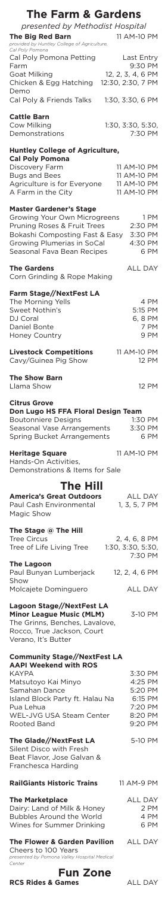# The Farm & Gardens

*presented by Methodist Hospital*

**The Big Red Barn** — 11 AM-10 PM
*provided by Huntley College of Agriculture, Cal Poly Pomona*

| | |
|---|---|
| Cal Poly Pomona Petting Farm | Last Entry 9:30 PM |
| Goat Milking | 12, 2, 3, 4, 6 PM |
| Chicken & Egg Hatching Demo | 12:30, 2:30, 7 PM |
| Cal Poly & Friends Talks | 1:30, 3:30, 6 PM |

**Cattle Barn**

| | |
|---|---|
| Cow Milking Demonstrations | 1:30, 3:30, 5:30, 7:30 PM |

**Huntley College of Agriculture, Cal Poly Pomona**

| | |
|---|---|
| Discovery Farm | 11 AM-10 PM |
| Bugs and Bees | 11 AM-10 PM |
| Agriculture is for Everyone | 11 AM-10 PM |
| A Farm in the City | 11 AM-10 PM |

**Master Gardener's Stage**

| | |
|---|---|
| Growing Your Own Microgreens | 1 PM |
| Pruning Roses & Fruit Trees | 2:30 PM |
| Bokashi Composting Fast & Easy | 3:30 PM |
| Growing Plumerias in SoCal | 4:30 PM |
| Seasonal Fava Bean Recipes | 6 PM |

**The Gardens** — ALL DAY
Corn Grinding & Rope Making

**Farm Stage//NextFest LA**

| | |
|---|---|
| The Morning Yells | 4 PM |
| Sweet Nothin's | 5:15 PM |
| DJ Coral | 6, 8 PM |
| Daniel Bonte | 7 PM |
| Honey Country | 9 PM |

**Livestock Competitions** — 11 AM-10 PM
Cavy/Guinea Pig Show — 12 PM

**The Show Barn**
Llama Show — 12 PM

**Citrus Grove**
**Don Lugo HS FFA Floral Design Team**

| | |
|---|---|
| Boutonniere Designs | 1:30 PM |
| Seasonal Vase Arrangements | 3:30 PM |
| Spring Bucket Arrangements | 6 PM |

**Heritage Square** — 11 AM-10 PM
Hands-On Activities, Demonstrations & Items for Sale

# The Hill

**America's Great Outdoors** — ALL DAY
Paul Cash Environmental Magic Show — 1, 3, 5, 7 PM

**The Stage @ The Hill**

| | |
|---|---|
| Tree Circus | 2, 4, 6, 8 PM |
| Tree of Life Living Tree | 1:30, 3:30, 5:30, 7:30 PM |

**The Lagoon**

| | |
|---|---|
| Paul Bunyan Lumberjack Show | 12, 2, 4, 6 PM |
| Molcajete Dominguero | ALL DAY |

**Lagoon Stage//NextFest LA**
**Minor League Music (MLM)** — 3-10 PM
The Grinns, Benches, Lavalove, Rocco, True Jackson, Court Verano, It's Butter

**Community Stage//NextFest LA**
**AAPI Weekend with ROS**

| | |
|---|---|
| KAYPA | 3:30 PM |
| Matsutoyo Kai Minyo | 4:25 PM |
| Samahan Dance | 5:20 PM |
| Island Block Party ft. Halau Na Pua Lehua | 6:15 PM |
| WEL-JVG USA Steam Center | 7:20 PM |
| Rooted Band | 8:20 PM / 9:20 PM |

**The Glade//NextFest LA** — 5-10 PM
Silent Disco with Fresh Beat Flavor, Jose Galvan & Franchesca Harding

**RailGiants Historic Trains** — 11 AM-9 PM

**The Marketplace** — ALL DAY

| | |
|---|---|
| Dairy: Land of Milk & Honey | 2 PM |
| Bubbles Around the World | 4 PM |
| Wines for Summer Drinking | 6 PM |

**The Flower & Garden Pavilion** — ALL DAY
Cheers to 100 Years
*presented by Pomona Valley Hospital Medical Center*

# Fun Zone

**RCS Rides & Games** — ALL DAY